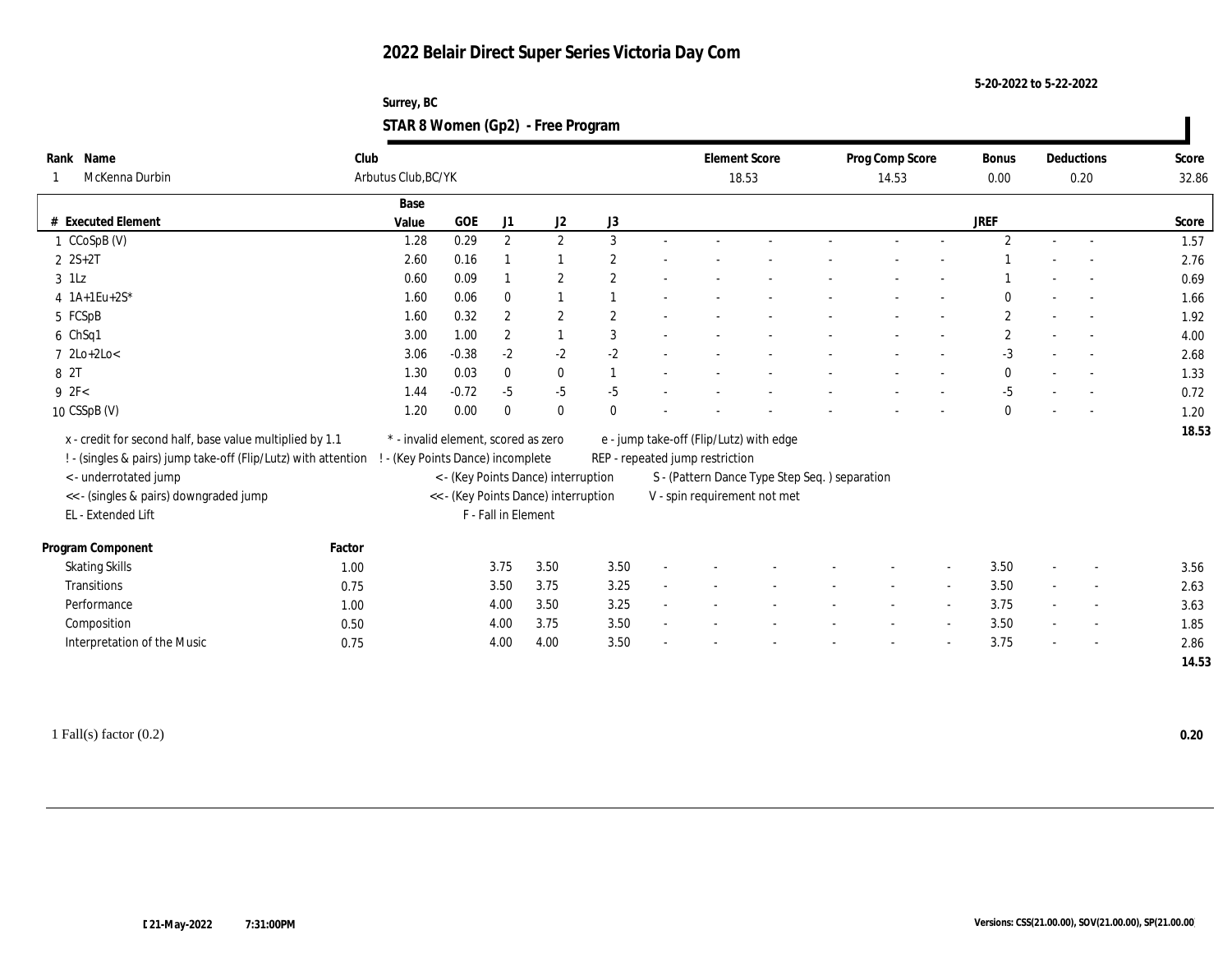# 2022 Belair Direct Super Series Victoria Day Com

5-20-2022 to 5-22-2022

Surrey, BC

## STAR 8 Women (Gp2) - Free Program

| Rank | Name | Club | Element Score | Prog Comp Score | Bonus | Deductions | Score |
|---|---|---|---|---|---|---|---|
| 1 | McKenna Durbin | Arbutus Club,BC/YK | 18.53 | 14.53 | 0.00 | 0.20 | 32.86 |

| # | Executed Element | Base Value | GOE | J1 | J2 | J3 | | | | | | | JREF | | | Score |
|---|---|---|---|---|---|---|---|---|---|---|---|---|---|---|---|---|
| 1 | CCoSpB (V) | 1.28 | 0.29 | 2 | 2 | 3 | - | - | - | - | - | - | 2 | - | - | 1.57 |
| 2 | 2S+2T | 2.60 | 0.16 | 1 | 1 | 2 | - | - | - | - | - | - | 1 | - | - | 2.76 |
| 3 | 1Lz | 0.60 | 0.09 | 1 | 2 | 2 | - | - | - | - | - | - | 1 | - | - | 0.69 |
| 4 | 1A+1Eu+2S* | 1.60 | 0.06 | 0 | 1 | 1 | - | - | - | - | - | - | 0 | - | - | 1.66 |
| 5 | FCSpB | 1.60 | 0.32 | 2 | 2 | 2 | - | - | - | - | - | - | 2 | - | - | 1.92 |
| 6 | ChSq1 | 3.00 | 1.00 | 2 | 1 | 3 | - | - | - | - | - | - | 2 | - | - | 4.00 |
| 7 | 2Lo+2Lo< | 3.06 | -0.38 | -2 | -2 | -2 | - | - | - | - | - | - | -3 | - | - | 2.68 |
| 8 | 2T | 1.30 | 0.03 | 0 | 0 | 1 | - | - | - | - | - | - | 0 | - | - | 1.33 |
| 9 | 2F< | 1.44 | -0.72 | -5 | -5 | -5 | - | - | - | - | - | - | -5 | - | - | 0.72 |
| 10 | CSSpB (V) | 1.20 | 0.00 | 0 | 0 | 0 | - | - | - | - | - | - | 0 | - | - | 1.20 |
| | | | | | | | | | | | | | | | | 18.53 |

x - credit for second half, base value multiplied by 1.1
! - (singles & pairs) jump take-off (Flip/Lutz) with attention
< - underrotated jump
<< - (singles & pairs) downgraded jump
EL - Extended Lift
\* - invalid element, scored as zero
! - (Key Points Dance) incomplete
< - (Key Points Dance) interruption
<< - (Key Points Dance) interruption
F - Fall in Element
e - jump take-off (Flip/Lutz) with edge
REP - repeated jump restriction
S - (Pattern Dance Type Step Seq. ) separation
V - spin requirement not met

| Program Component | Factor | J1 | J2 | J3 | | | | | | | JREF | | | Score |
|---|---|---|---|---|---|---|---|---|---|---|---|---|---|---|
| Skating Skills | 1.00 | 3.75 | 3.50 | 3.50 | - | - | - | - | - | - | 3.50 | - | - | 3.56 |
| Transitions | 0.75 | 3.50 | 3.75 | 3.25 | - | - | - | - | - | - | 3.50 | - | - | 2.63 |
| Performance | 1.00 | 4.00 | 3.50 | 3.25 | - | - | - | - | - | - | 3.75 | - | - | 3.63 |
| Composition | 0.50 | 4.00 | 3.75 | 3.50 | - | - | - | - | - | - | 3.50 | - | - | 1.85 |
| Interpretation of the Music | 0.75 | 4.00 | 4.00 | 3.50 | - | - | - | - | - | - | 3.75 | - | - | 2.86 |
| | | | | | | | | | | | | | | 14.53 |

1 Fall(s) factor (0.2) — 0.20

21-May-2022 7:31:00PM

Versions: CSS(21.00.00), SOV(21.00.00), SP(21.00.00)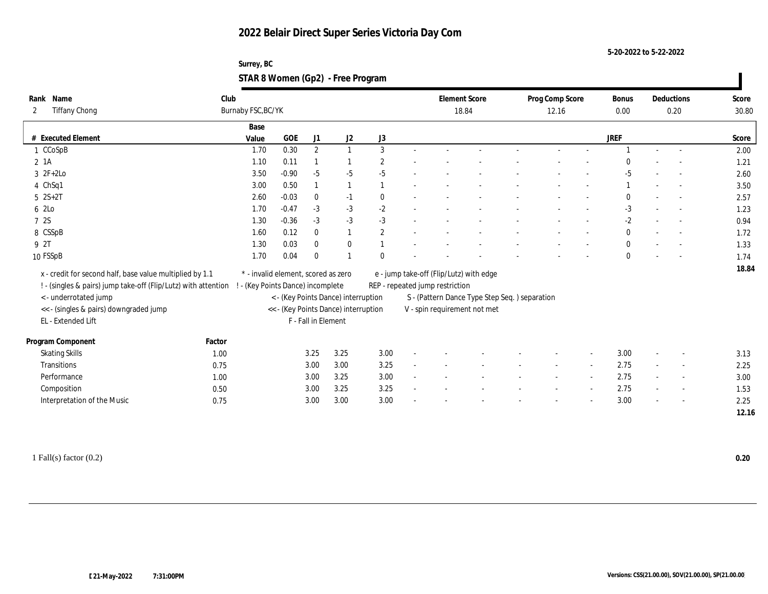# 2022 Belair Direct Super Series Victoria Day Com

5-20-2022 to 5-22-2022

Surrey, BC

## STAR 8 Women (Gp2) - Free Program

| Rank | Name | Club | Element Score | Prog Comp Score | Bonus | Deductions | Score |
|---|---|---|---|---|---|---|---|
| 2 | Tiffany Chong | Burnaby FSC,BC/YK | 18.84 | 12.16 | 0.00 | 0.20 | 30.80 |

| # | Executed Element | Base Value | GOE | J1 | J2 | J3 | | | | | | | | | JREF | | | Score |
|---|---|---|---|---|---|---|---|---|---|---|---|---|---|---|---|---|---|---|
| 1 | CCoSpB | 1.70 | 0.30 | 2 | 1 | 3 | - | - | - | - | - | - | - | - | 1 | - | - | 2.00 |
| 2 | 1A | 1.10 | 0.11 | 1 | 1 | 2 | - | - | - | - | - | - | - | - | 0 | - | - | 1.21 |
| 3 | 2F+2Lo | 3.50 | -0.90 | -5 | -5 | -5 | - | - | - | - | - | - | - | - | -5 | - | - | 2.60 |
| 4 | ChSq1 | 3.00 | 0.50 | 1 | 1 | 1 | - | - | - | - | - | - | - | - | 1 | - | - | 3.50 |
| 5 | 2S+2T | 2.60 | -0.03 | 0 | -1 | 0 | - | - | - | - | - | - | - | - | 0 | - | - | 2.57 |
| 6 | 2Lo | 1.70 | -0.47 | -3 | -3 | -2 | - | - | - | - | - | - | - | - | -3 | - | - | 1.23 |
| 7 | 2S | 1.30 | -0.36 | -3 | -3 | -3 | - | - | - | - | - | - | - | - | -2 | - | - | 0.94 |
| 8 | CSSpB | 1.60 | 0.12 | 0 | 1 | 2 | - | - | - | - | - | - | - | - | 0 | - | - | 1.72 |
| 9 | 2T | 1.30 | 0.03 | 0 | 0 | 1 | - | - | - | - | - | - | - | - | 0 | - | - | 1.33 |
| 10 | FSSpB | 1.70 | 0.04 | 0 | 1 | 0 | - | - | - | - | - | - | - | - | 0 | - | - | 1.74 |
| | | | | | | | | | | | | | | | | | | 18.84 |

x - credit for second half, base value multiplied by 1.1
! - (singles & pairs) jump take-off (Flip/Lutz) with attention
< - underrotated jump
<< - (singles & pairs) downgraded jump
EL - Extended Lift
\* - invalid element, scored as zero
! - (Key Points Dance) incomplete
< - (Key Points Dance) interruption
<< - (Key Points Dance) interruption
F - Fall in Element
e - jump take-off (Flip/Lutz) with edge
REP - repeated jump restriction
S - (Pattern Dance Type Step Seq. ) separation
V - spin requirement not met

| Program Component | Factor | J1 | J2 | J3 | | | | | | | JREF | | | Score |
|---|---|---|---|---|---|---|---|---|---|---|---|---|---|---|
| Skating Skills | 1.00 | 3.25 | 3.25 | 3.00 | - | - | - | - | - | - | 3.00 | - | - | 3.13 |
| Transitions | 0.75 | 3.00 | 3.00 | 3.25 | - | - | - | - | - | - | 2.75 | - | - | 2.25 |
| Performance | 1.00 | 3.00 | 3.25 | 3.00 | - | - | - | - | - | - | 2.75 | - | - | 3.00 |
| Composition | 0.50 | 3.00 | 3.25 | 3.25 | - | - | - | - | - | - | 2.75 | - | - | 1.53 |
| Interpretation of the Music | 0.75 | 3.00 | 3.00 | 3.00 | - | - | - | - | - | - | 3.00 | - | - | 2.25 |
| | | | | | | | | | | | | | | 12.16 |

1 Fall(s) factor (0.2) **0.20**

21-May-2022 7:31:00PM

Versions: CSS(21.00.00), SOV(21.00.00), SP(21.00.00)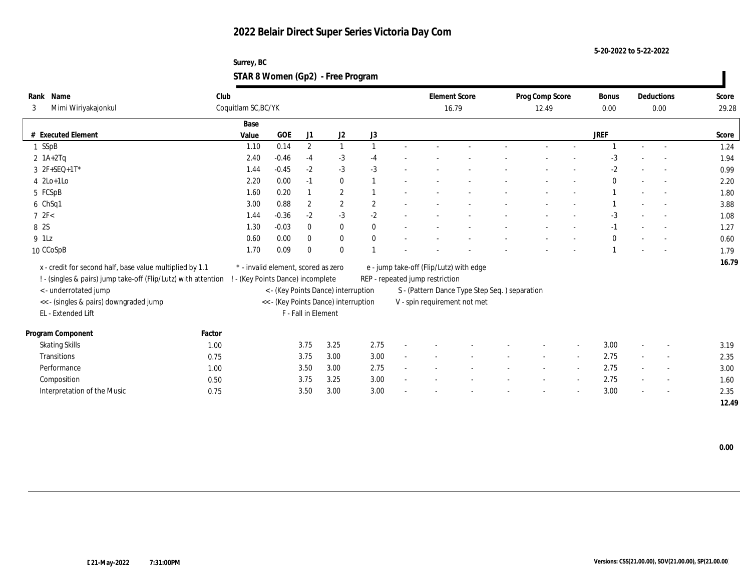# 2022 Belair Direct Super Series Victoria Day Com

5-20-2022 to 5-22-2022

Surrey, BC

## STAR 8 Women (Gp2) - Free Program

| Rank | Name | Club | Element Score | Prog Comp Score | Bonus | Deductions | Score |
|---|---|---|---|---|---|---|---|
| 3 | Mimi Wiriyakajonkul | Coquitlam SC,BC/YK | 16.79 | 12.49 | 0.00 | 0.00 | 29.28 |

| # | Executed Element | Base Value | GOE | J1 | J2 | J3 | | | | | | | JREF | | | Score |
|---|---|---|---|---|---|---|---|---|---|---|---|---|---|---|---|---|
| 1 | SSpB | 1.10 | 0.14 | 2 | 1 | 1 | - | - | - | - | - | - | 1 | - | - | 1.24 |
| 2 | 1A+2Tq | 2.40 | -0.46 | -4 | -3 | -4 | - | - | - | - | - | - | -3 | - | - | 1.94 |
| 3 | 2F+SEQ+1T* | 1.44 | -0.45 | -2 | -3 | -3 | - | - | - | - | - | - | -2 | - | - | 0.99 |
| 4 | 2Lo+1Lo | 2.20 | 0.00 | -1 | 0 | 1 | - | - | - | - | - | - | 0 | - | - | 2.20 |
| 5 | FCSpB | 1.60 | 0.20 | 1 | 2 | 1 | - | - | - | - | - | - | 1 | - | - | 1.80 |
| 6 | ChSq1 | 3.00 | 0.88 | 2 | 2 | 2 | - | - | - | - | - | - | 1 | - | - | 3.88 |
| 7 | 2F< | 1.44 | -0.36 | -2 | -3 | -2 | - | - | - | - | - | - | -3 | - | - | 1.08 |
| 8 | 2S | 1.30 | -0.03 | 0 | 0 | 0 | - | - | - | - | - | - | -1 | - | - | 1.27 |
| 9 | 1Lz | 0.60 | 0.00 | 0 | 0 | 0 | - | - | - | - | - | - | 0 | - | - | 0.60 |
| 10 | CCoSpB | 1.70 | 0.09 | 0 | 0 | 1 | - | - | - | - | - | - | 1 | - | - | 1.79 |
| | | | | | | | | | | | | | | | | 16.79 |

x - credit for second half, base value multiplied by 1.1
! - (singles & pairs) jump take-off (Flip/Lutz) with attention
< - underrotated jump
<< - (singles & pairs) downgraded jump
EL - Extended Lift
* - invalid element, scored as zero
! - (Key Points Dance) incomplete
< - (Key Points Dance) interruption
<< - (Key Points Dance) interruption
F - Fall in Element
e - jump take-off (Flip/Lutz) with edge
REP - repeated jump restriction
S - (Pattern Dance Type Step Seq. ) separation
V - spin requirement not met

| Program Component | Factor | J1 | J2 | J3 | | | | | | | JREF | | | Score |
|---|---|---|---|---|---|---|---|---|---|---|---|---|---|---|
| Skating Skills | 1.00 | 3.75 | 3.25 | 2.75 | - | - | - | - | - | - | 3.00 | - | - | 3.19 |
| Transitions | 0.75 | 3.75 | 3.00 | 3.00 | - | - | - | - | - | - | 2.75 | - | - | 2.35 |
| Performance | 1.00 | 3.50 | 3.00 | 2.75 | - | - | - | - | - | - | 2.75 | - | - | 3.00 |
| Composition | 0.50 | 3.75 | 3.25 | 3.00 | - | - | - | - | - | - | 2.75 | - | - | 1.60 |
| Interpretation of the Music | 0.75 | 3.50 | 3.00 | 3.00 | - | - | - | - | - | - | 3.00 | - | - | 2.35 |
| | | | | | | | | | | | | | | 12.49 |

0.00

21-May-2022 7:31:00PM

Versions: CSS(21.00.00), SOV(21.00.00), SP(21.00.00)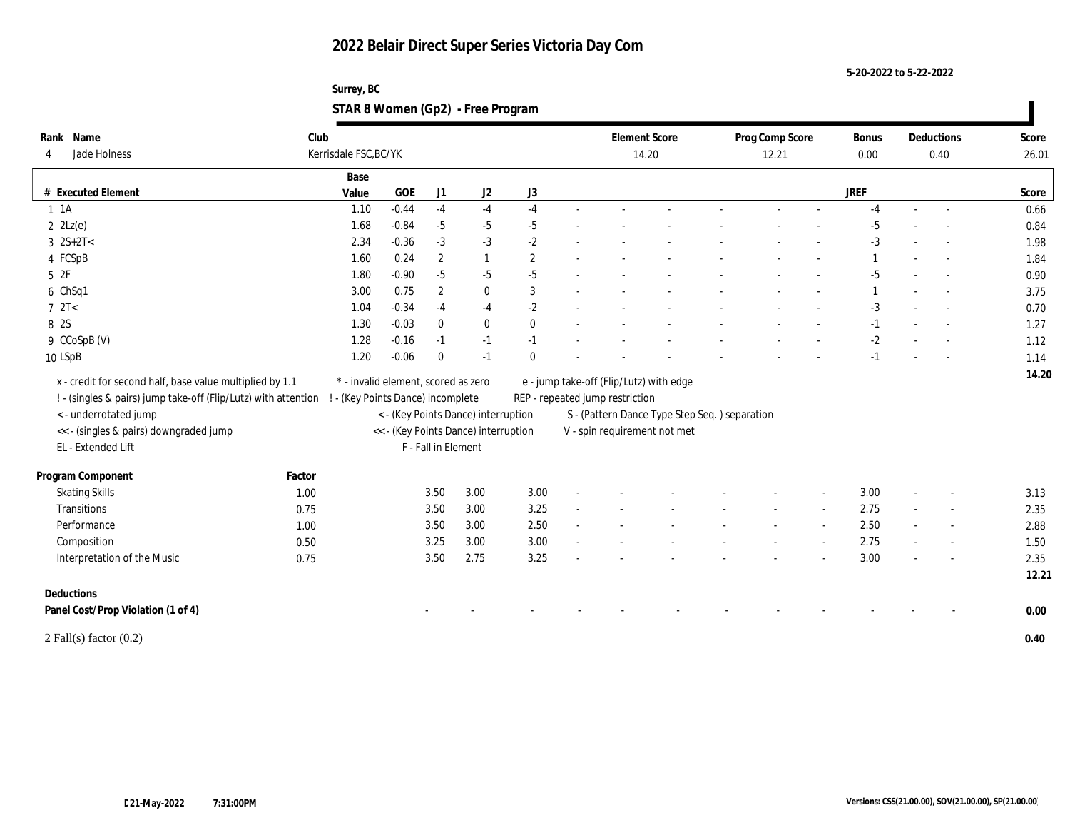# 2022 Belair Direct Super Series Victoria Day Com

5-20-2022 to 5-22-2022

Surrey, BC

## STAR 8 Women (Gp2) - Free Program

| Rank | Name | Club | Element Score | Prog Comp Score | Bonus | Deductions | Score |
|---|---|---|---|---|---|---|---|
| 4 | Jade Holness | Kerrisdale FSC,BC/YK | 14.20 | 12.21 | 0.00 | 0.40 | 26.01 |

| # | Executed Element | Base Value | GOE | J1 | J2 | J3 | | | | | | | | JREF | | | Score |
|---|---|---|---|---|---|---|---|---|---|---|---|---|---|---|---|---|---|
| 1 | 1A | 1.10 | -0.44 | -4 | -4 | -4 | - | - | - | - | - | - | - | -4 | - | - | 0.66 |
| 2 | 2Lz(e) | 1.68 | -0.84 | -5 | -5 | -5 | - | - | - | - | - | - | - | -5 | - | - | 0.84 |
| 3 | 2S+2T< | 2.34 | -0.36 | -3 | -3 | -2 | - | - | - | - | - | - | - | -3 | - | - | 1.98 |
| 4 | FCSpB | 1.60 | 0.24 | 2 | 1 | 2 | - | - | - | - | - | - | - | 1 | - | - | 1.84 |
| 5 | 2F | 1.80 | -0.90 | -5 | -5 | -5 | - | - | - | - | - | - | - | -5 | - | - | 0.90 |
| 6 | ChSq1 | 3.00 | 0.75 | 2 | 0 | 3 | - | - | - | - | - | - | - | 1 | - | - | 3.75 |
| 7 | 2T< | 1.04 | -0.34 | -4 | -4 | -2 | - | - | - | - | - | - | - | -3 | - | - | 0.70 |
| 8 | 2S | 1.30 | -0.03 | 0 | 0 | 0 | - | - | - | - | - | - | - | -1 | - | - | 1.27 |
| 9 | CCoSpB (V) | 1.28 | -0.16 | -1 | -1 | -1 | - | - | - | - | - | - | - | -2 | - | - | 1.12 |
| 10 | LSpB | 1.20 | -0.06 | 0 | -1 | 0 | - | - | - | - | - | - | - | -1 | - | - | 1.14 |
| | | | | | | | | | | | | | | | | | 14.20 |

x - credit for second half, base value multiplied by 1.1
! - (singles & pairs) jump take-off (Flip/Lutz) with attention
< - underrotated jump
<< - (singles & pairs) downgraded jump
EL - Extended Lift
* - invalid element, scored as zero
! - (Key Points Dance) incomplete
< - (Key Points Dance) interruption
<< - (Key Points Dance) interruption
F - Fall in Element
e - jump take-off (Flip/Lutz) with edge
REP - repeated jump restriction
S - (Pattern Dance Type Step Seq. ) separation
V - spin requirement not met

| Program Component | Factor | J1 | J2 | J3 | | | | | | | | JREF | | | Score |
|---|---|---|---|---|---|---|---|---|---|---|---|---|---|---|---|
| Skating Skills | 1.00 | 3.50 | 3.00 | 3.00 | - | - | - | - | - | - | - | 3.00 | - | - | 3.13 |
| Transitions | 0.75 | 3.50 | 3.00 | 3.25 | - | - | - | - | - | - | - | 2.75 | - | - | 2.35 |
| Performance | 1.00 | 3.50 | 3.00 | 2.50 | - | - | - | - | - | - | - | 2.50 | - | - | 2.88 |
| Composition | 0.50 | 3.25 | 3.00 | 3.00 | - | - | - | - | - | - | - | 2.75 | - | - | 1.50 |
| Interpretation of the Music | 0.75 | 3.50 | 2.75 | 3.25 | - | - | - | - | - | - | - | 3.00 | - | - | 2.35 |
| | | | | | | | | | | | | | | | 12.21 |

| Deductions | | | | | | | | | | | | | | | Score |
|---|---|---|---|---|---|---|---|---|---|---|---|---|---|---|---|
| Panel Cost/Prop Violation (1 of 4) | - | - | - | - | - | - | - | - | - | - | - | - | - | - | 0.00 |
| 2 Fall(s) factor (0.2) | | | | | | | | | | | | | | | 0.40 |

[21-May-2022 7:31:00PM

Versions: CSS(21.00.00), SOV(21.00.00), SP(21.00.00)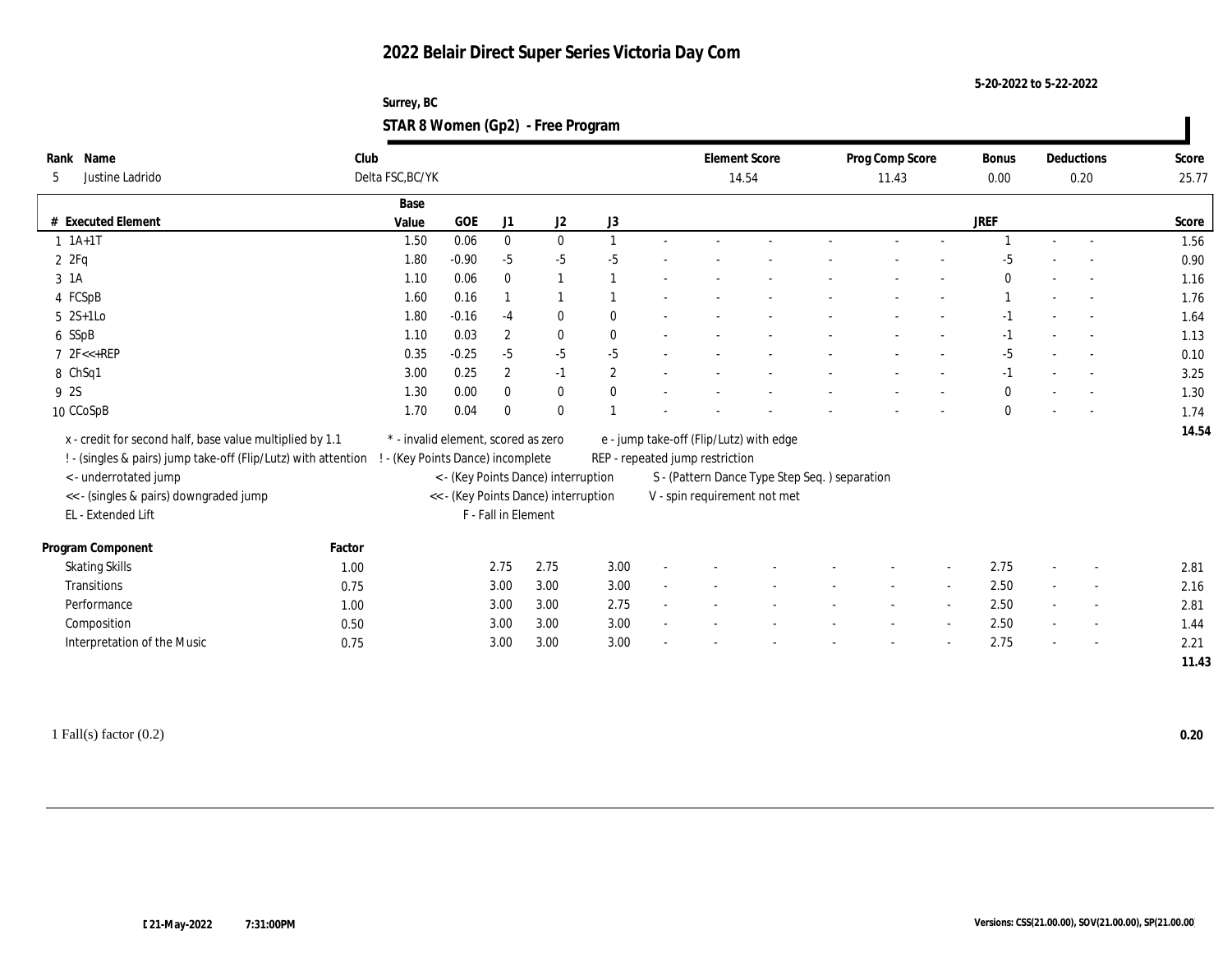# 2022 Belair Direct Super Series Victoria Day Com

5-20-2022 to 5-22-2022

Surrey, BC

## STAR 8 Women (Gp2) - Free Program

| Rank | Name | Club | Element Score | Prog Comp Score | Bonus | Deductions | Score |
|---|---|---|---|---|---|---|---|
| 5 | Justine Ladrido | Delta FSC,BC/YK | 14.54 | 11.43 | 0.00 | 0.20 | 25.77 |

| # | Executed Element | Base Value | GOE | J1 | J2 | J3 | | | | | | | | | JREF | | | Score |
|---|---|---|---|---|---|---|---|---|---|---|---|---|---|---|---|---|---|---|
| 1 | 1A+1T | 1.50 | 0.06 | 0 | 0 | 1 | - | - | - | - | - | - | - | - | 1 | - | - | 1.56 |
| 2 | 2Fq | 1.80 | -0.90 | -5 | -5 | -5 | - | - | - | - | - | - | - | - | -5 | - | - | 0.90 |
| 3 | 1A | 1.10 | 0.06 | 0 | 1 | 1 | - | - | - | - | - | - | - | - | 0 | - | - | 1.16 |
| 4 | FCSpB | 1.60 | 0.16 | 1 | 1 | 1 | - | - | - | - | - | - | - | - | 1 | - | - | 1.76 |
| 5 | 2S+1Lo | 1.80 | -0.16 | -4 | 0 | 0 | - | - | - | - | - | - | - | - | -1 | - | - | 1.64 |
| 6 | SSpB | 1.10 | 0.03 | 2 | 0 | 0 | - | - | - | - | - | - | - | - | -1 | - | - | 1.13 |
| 7 | 2F<<+REP | 0.35 | -0.25 | -5 | -5 | -5 | - | - | - | - | - | - | - | - | -5 | - | - | 0.10 |
| 8 | ChSq1 | 3.00 | 0.25 | 2 | -1 | 2 | - | - | - | - | - | - | - | - | -1 | - | - | 3.25 |
| 9 | 2S | 1.30 | 0.00 | 0 | 0 | 0 | - | - | - | - | - | - | - | - | 0 | - | - | 1.30 |
| 10 | CCoSpB | 1.70 | 0.04 | 0 | 0 | 1 | - | - | - | - | - | - | - | - | 0 | - | - | 1.74 |
| | | | | | | | | | | | | | | | | | | 14.54 |

x - credit for second half, base value multiplied by 1.1
! - (singles & pairs) jump take-off (Flip/Lutz) with attention
< - underrotated jump
<< - (singles & pairs) downgraded jump
EL - Extended Lift
* - invalid element, scored as zero
! - (Key Points Dance) incomplete
< - (Key Points Dance) interruption
<< - (Key Points Dance) interruption
F - Fall in Element
e - jump take-off (Flip/Lutz) with edge
REP - repeated jump restriction
S - (Pattern Dance Type Step Seq. ) separation
V - spin requirement not met

| Program Component | Factor | J1 | J2 | J3 | | | | | | | JREF | | | Score |
|---|---|---|---|---|---|---|---|---|---|---|---|---|---|---|
| Skating Skills | 1.00 | 2.75 | 2.75 | 3.00 | - | - | - | - | - | - | 2.75 | - | - | 2.81 |
| Transitions | 0.75 | 3.00 | 3.00 | 3.00 | - | - | - | - | - | - | 2.50 | - | - | 2.16 |
| Performance | 1.00 | 3.00 | 3.00 | 2.75 | - | - | - | - | - | - | 2.50 | - | - | 2.81 |
| Composition | 0.50 | 3.00 | 3.00 | 3.00 | - | - | - | - | - | - | 2.50 | - | - | 1.44 |
| Interpretation of the Music | 0.75 | 3.00 | 3.00 | 3.00 | - | - | - | - | - | - | 2.75 | - | - | 2.21 |
| | | | | | | | | | | | | | | 11.43 |

1 Fall(s) factor (0.2) 0.20

21-May-2022 7:31:00PM

Versions: CSS(21.00.00), SOV(21.00.00), SP(21.00.00)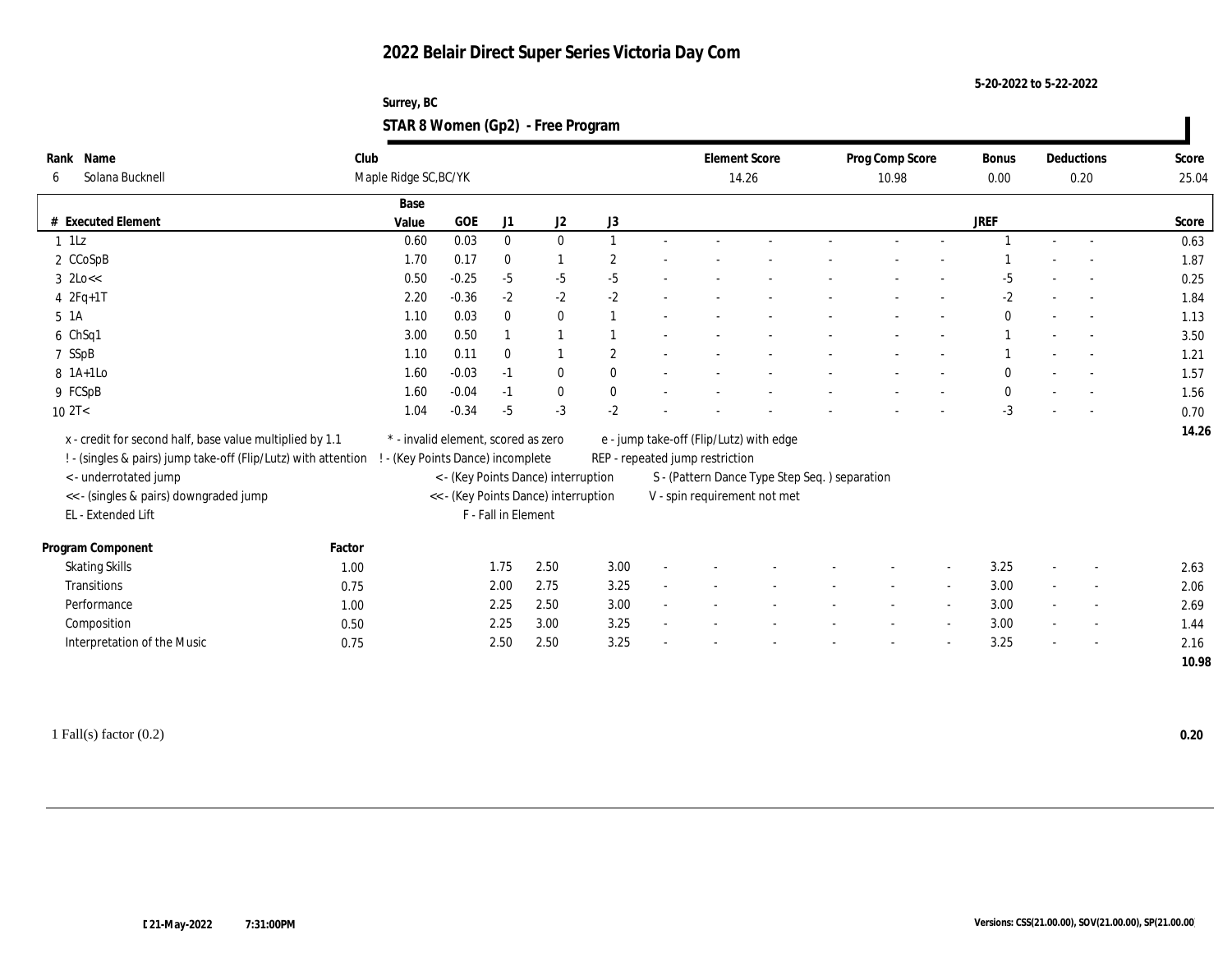# 2022 Belair Direct Super Series Victoria Day Com

5-20-2022 to 5-22-2022

Surrey, BC

## STAR 8 Women (Gp2) - Free Program

| Rank | Name | Club | Element Score | Prog Comp Score | Bonus | Deductions | Score |
|---|---|---|---|---|---|---|---|
| 6 | Solana Bucknell | Maple Ridge SC,BC/YK | 14.26 | 10.98 | 0.00 | 0.20 | 25.04 |

| # | Executed Element | Base Value | GOE | J1 | J2 | J3 | | | | | | | | | JREF | | | Score |
|---|---|---|---|---|---|---|---|---|---|---|---|---|---|---|---|---|---|---|
| 1 | 1Lz | 0.60 | 0.03 | 0 | 0 | 1 | - | - | - | - | - | - | - | - | 1 | - | - | 0.63 |
| 2 | CCoSpB | 1.70 | 0.17 | 0 | 1 | 2 | - | - | - | - | - | - | - | - | 1 | - | - | 1.87 |
| 3 | 2Lo<< | 0.50 | -0.25 | -5 | -5 | -5 | - | - | - | - | - | - | - | - | -5 | - | - | 0.25 |
| 4 | 2Fq+1T | 2.20 | -0.36 | -2 | -2 | -2 | - | - | - | - | - | - | - | - | -2 | - | - | 1.84 |
| 5 | 1A | 1.10 | 0.03 | 0 | 0 | 1 | - | - | - | - | - | - | - | - | 0 | - | - | 1.13 |
| 6 | ChSq1 | 3.00 | 0.50 | 1 | 1 | 1 | - | - | - | - | - | - | - | - | 1 | - | - | 3.50 |
| 7 | SSpB | 1.10 | 0.11 | 0 | 1 | 2 | - | - | - | - | - | - | - | - | 1 | - | - | 1.21 |
| 8 | 1A+1Lo | 1.60 | -0.03 | -1 | 0 | 0 | - | - | - | - | - | - | - | - | 0 | - | - | 1.57 |
| 9 | FCSpB | 1.60 | -0.04 | -1 | 0 | 0 | - | - | - | - | - | - | - | - | 0 | - | - | 1.56 |
| 10 | 2T< | 1.04 | -0.34 | -5 | -3 | -2 | - | - | - | - | - | - | - | - | -3 | - | - | 0.70 |
| | | | | | | | | | | | | | | | | | | 14.26 |

x - credit for second half, base value multiplied by 1.1
! - (singles & pairs) jump take-off (Flip/Lutz) with attention
< - underrotated jump
<< - (singles & pairs) downgraded jump
EL - Extended Lift

\* - invalid element, scored as zero
! - (Key Points Dance) incomplete
< - (Key Points Dance) interruption
<< - (Key Points Dance) interruption
F - Fall in Element

e - jump take-off (Flip/Lutz) with edge
REP - repeated jump restriction
S - (Pattern Dance Type Step Seq. ) separation
V - spin requirement not met

| Program Component | Factor | J1 | J2 | J3 | | | | | | | | | JREF | | | Score |
|---|---|---|---|---|---|---|---|---|---|---|---|---|---|---|---|---|
| Skating Skills | 1.00 | 1.75 | 2.50 | 3.00 | - | - | - | - | - | - | - | - | 3.25 | - | - | 2.63 |
| Transitions | 0.75 | 2.00 | 2.75 | 3.25 | - | - | - | - | - | - | - | - | 3.00 | - | - | 2.06 |
| Performance | 1.00 | 2.25 | 2.50 | 3.00 | - | - | - | - | - | - | - | - | 3.00 | - | - | 2.69 |
| Composition | 0.50 | 2.25 | 3.00 | 3.25 | - | - | - | - | - | - | - | - | 3.00 | - | - | 1.44 |
| Interpretation of the Music | 0.75 | 2.50 | 2.50 | 3.25 | - | - | - | - | - | - | - | - | 3.25 | - | - | 2.16 |
| | | | | | | | | | | | | | | | | 10.98 |

1 Fall(s) factor (0.2) — 0.20

21-May-2022 7:31:00PM

Versions: CSS(21.00.00), SOV(21.00.00), SP(21.00.00)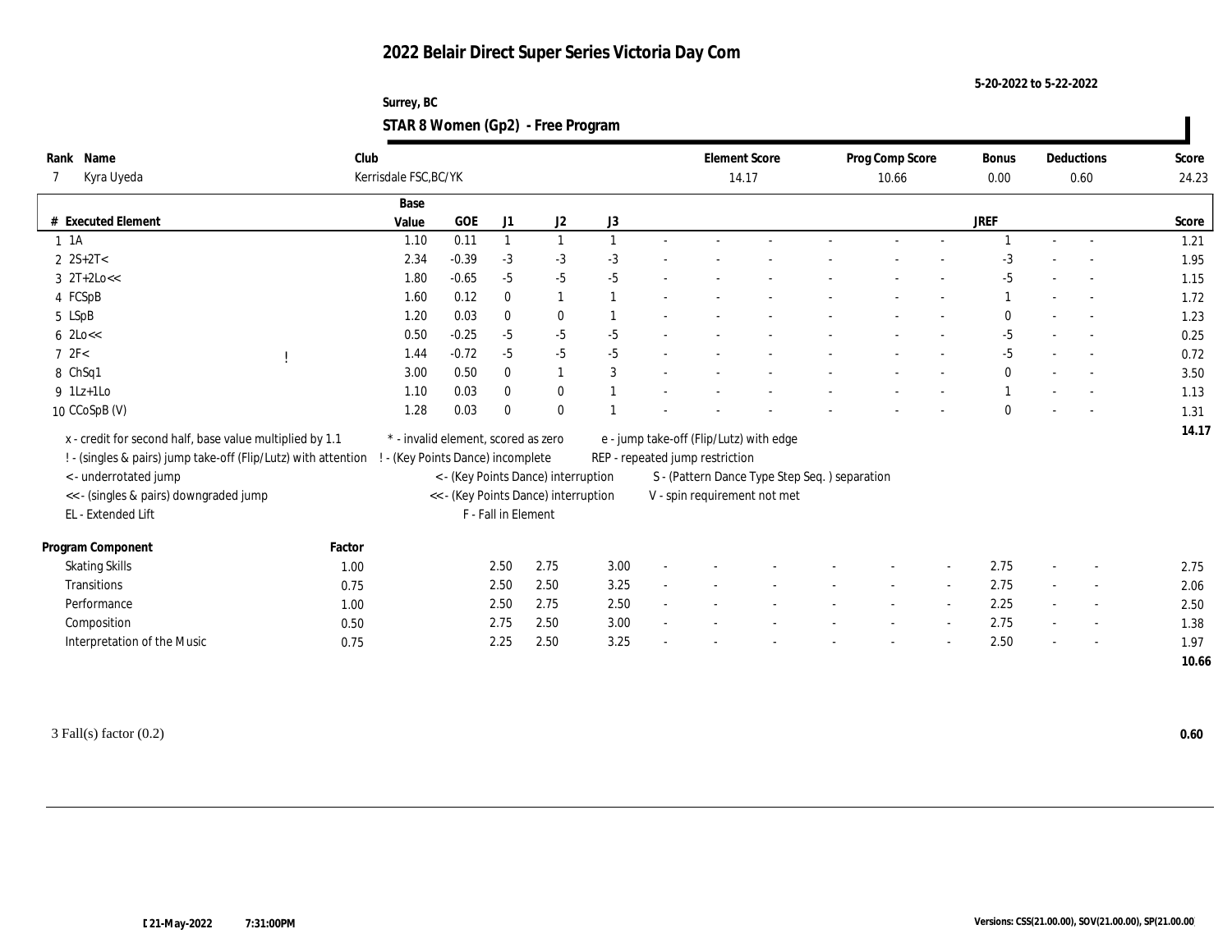# 2022 Belair Direct Super Series Victoria Day Com

5-20-2022 to 5-22-2022

Surrey, BC

## STAR 8 Women (Gp2) - Free Program

| Rank | Name | Club | Element Score | Prog Comp Score | Bonus | Deductions | Score |
|---|---|---|---|---|---|---|---|
| 7 | Kyra Uyeda | Kerrisdale FSC,BC/YK | 14.17 | 10.66 | 0.00 | 0.60 | 24.23 |

| # | Executed Element | | Base Value | GOE | J1 | J2 | J3 | | | | | | | JREF | | | Score |
|---|---|---|---|---|---|---|---|---|---|---|---|---|---|---|---|---|---|
| 1 | 1A | | 1.10 | 0.11 | 1 | 1 | 1 | - | - | - | - | - | - | 1 | - | - | 1.21 |
| 2 | 2S+2T< | | 2.34 | -0.39 | -3 | -3 | -3 | - | - | - | - | - | - | -3 | - | - | 1.95 |
| 3 | 2T+2Lo<< | | 1.80 | -0.65 | -5 | -5 | -5 | - | - | - | - | - | - | -5 | - | - | 1.15 |
| 4 | FCSpB | | 1.60 | 0.12 | 0 | 1 | 1 | - | - | - | - | - | - | 1 | - | - | 1.72 |
| 5 | LSpB | | 1.20 | 0.03 | 0 | 0 | 1 | - | - | - | - | - | - | 0 | - | - | 1.23 |
| 6 | 2Lo<< | | 0.50 | -0.25 | -5 | -5 | -5 | - | - | - | - | - | - | -5 | - | - | 0.25 |
| 7 | 2F< | ! | 1.44 | -0.72 | -5 | -5 | -5 | - | - | - | - | - | - | -5 | - | - | 0.72 |
| 8 | ChSq1 | | 3.00 | 0.50 | 0 | 1 | 3 | - | - | - | - | - | - | 0 | - | - | 3.50 |
| 9 | 1Lz+1Lo | | 1.10 | 0.03 | 0 | 0 | 1 | - | - | - | - | - | - | 1 | - | - | 1.13 |
| 10 | CCoSpB (V) | | 1.28 | 0.03 | 0 | 0 | 1 | - | - | - | - | - | - | 0 | - | - | 1.31 |
| | | | | | | | | | | | | | | | | | 14.17 |

x - credit for second half, base value multiplied by 1.1
! - (singles & pairs) jump take-off (Flip/Lutz) with attention
< - underrotated jump
<< - (singles & pairs) downgraded jump
EL - Extended Lift
* - invalid element, scored as zero
! - (Key Points Dance) incomplete
< - (Key Points Dance) interruption
<< - (Key Points Dance) interruption
F - Fall in Element
e - jump take-off (Flip/Lutz) with edge
REP - repeated jump restriction
S - (Pattern Dance Type Step Seq. ) separation
V - spin requirement not met

| Program Component | Factor | J1 | J2 | J3 | | | | | | | JREF | | | Score |
|---|---|---|---|---|---|---|---|---|---|---|---|---|---|---|
| Skating Skills | 1.00 | 2.50 | 2.75 | 3.00 | - | - | - | - | - | - | 2.75 | - | - | 2.75 |
| Transitions | 0.75 | 2.50 | 2.50 | 3.25 | - | - | - | - | - | - | 2.75 | - | - | 2.06 |
| Performance | 1.00 | 2.50 | 2.75 | 2.50 | - | - | - | - | - | - | 2.25 | - | - | 2.50 |
| Composition | 0.50 | 2.75 | 2.50 | 3.00 | - | - | - | - | - | - | 2.75 | - | - | 1.38 |
| Interpretation of the Music | 0.75 | 2.25 | 2.50 | 3.25 | - | - | - | - | - | - | 2.50 | - | - | 1.97 |
| | | | | | | | | | | | | | | 10.66 |

3 Fall(s) factor (0.2) **0.60**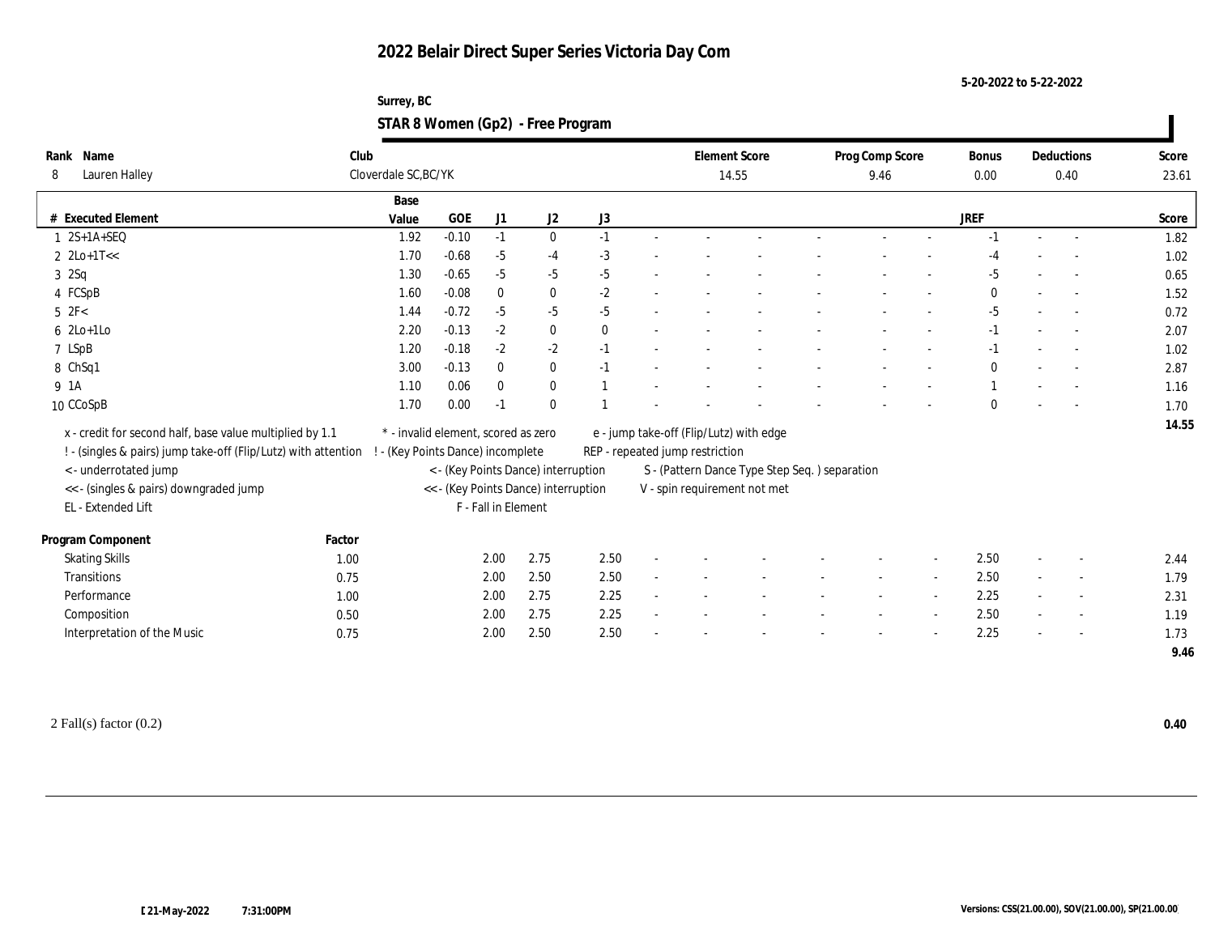# 2022 Belair Direct Super Series Victoria Day Com

5-20-2022 to 5-22-2022

Surrey, BC

## STAR 8 Women (Gp2) - Free Program

| Rank | Name | Club | Element Score | Prog Comp Score | Bonus | Deductions | Score |
|---|---|---|---|---|---|---|---|
| 8 | Lauren Halley | Cloverdale SC,BC/YK | 14.55 | 9.46 | 0.00 | 0.40 | 23.61 |

| # | Executed Element | Base Value | GOE | J1 | J2 | J3 | | | | | | | JREF | | | Score |
|---|---|---|---|---|---|---|---|---|---|---|---|---|---|---|---|---|
| 1 | 2S+1A+SEQ | 1.92 | -0.10 | -1 | 0 | -1 | - | - | - | - | - | - | -1 | - | - | 1.82 |
| 2 | 2Lo+1T<< | 1.70 | -0.68 | -5 | -4 | -3 | - | - | - | - | - | - | -4 | - | - | 1.02 |
| 3 | 2Sq | 1.30 | -0.65 | -5 | -5 | -5 | - | - | - | - | - | - | -5 | - | - | 0.65 |
| 4 | FCSpB | 1.60 | -0.08 | 0 | 0 | -2 | - | - | - | - | - | - | 0 | - | - | 1.52 |
| 5 | 2F< | 1.44 | -0.72 | -5 | -5 | -5 | - | - | - | - | - | - | -5 | - | - | 0.72 |
| 6 | 2Lo+1Lo | 2.20 | -0.13 | -2 | 0 | 0 | - | - | - | - | - | - | -1 | - | - | 2.07 |
| 7 | LSpB | 1.20 | -0.18 | -2 | -2 | -1 | - | - | - | - | - | - | -1 | - | - | 1.02 |
| 8 | ChSq1 | 3.00 | -0.13 | 0 | 0 | -1 | - | - | - | - | - | - | 0 | - | - | 2.87 |
| 9 | 1A | 1.10 | 0.06 | 0 | 0 | 1 | - | - | - | - | - | - | 1 | - | - | 1.16 |
| 10 | CCoSpB | 1.70 | 0.00 | -1 | 0 | 1 | - | - | - | - | - | - | 0 | - | - | 1.70 |
| | | | | | | | | | | | | | | | | 14.55 |

x - credit for second half, base value multiplied by 1.1
! - (singles & pairs) jump take-off (Flip/Lutz) with attention
< - underrotated jump
<< - (singles & pairs) downgraded jump
EL - Extended Lift
* - invalid element, scored as zero
! - (Key Points Dance) incomplete
< - (Key Points Dance) interruption
<< - (Key Points Dance) interruption
F - Fall in Element
e - jump take-off (Flip/Lutz) with edge
REP - repeated jump restriction
S - (Pattern Dance Type Step Seq. ) separation
V - spin requirement not met

| Program Component | Factor | J1 | J2 | J3 | | | | | | | JREF | | | Score |
|---|---|---|---|---|---|---|---|---|---|---|---|---|---|---|
| Skating Skills | 1.00 | 2.00 | 2.75 | 2.50 | - | - | - | - | - | - | 2.50 | - | - | 2.44 |
| Transitions | 0.75 | 2.00 | 2.50 | 2.50 | - | - | - | - | - | - | 2.50 | - | - | 1.79 |
| Performance | 1.00 | 2.00 | 2.75 | 2.25 | - | - | - | - | - | - | 2.25 | - | - | 2.31 |
| Composition | 0.50 | 2.00 | 2.75 | 2.25 | - | - | - | - | - | - | 2.50 | - | - | 1.19 |
| Interpretation of the Music | 0.75 | 2.00 | 2.50 | 2.50 | - | - | - | - | - | - | 2.25 | - | - | 1.73 |
| | | | | | | | | | | | | | | 9.46 |

2 Fall(s) factor (0.2) **0.40**

[21-May-2022 7:31:00PM

Versions: CSS(21.00.00), SOV(21.00.00), SP(21.00.00)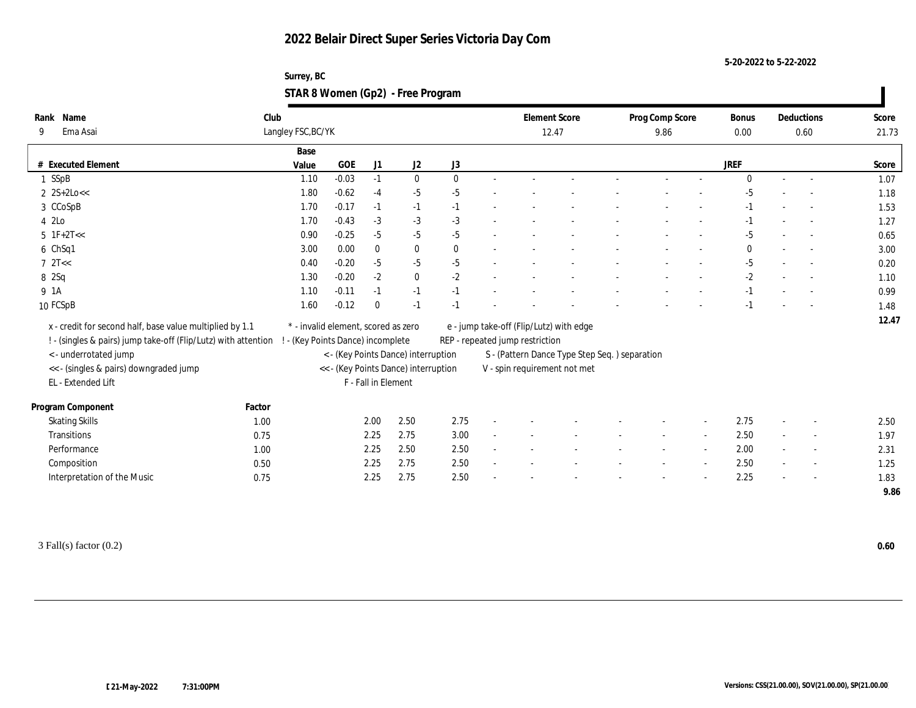# 2022 Belair Direct Super Series Victoria Day Com

5-20-2022 to 5-22-2022

Surrey, BC

## STAR 8 Women (Gp2) - Free Program

| Rank | Name | Club | Element Score | Prog Comp Score | Bonus | Deductions | Score |
|---|---|---|---|---|---|---|---|
| 9 | Ema Asai | Langley FSC,BC/YK | 12.47 | 9.86 | 0.00 | 0.60 | 21.73 |

| # | Executed Element | Base Value | GOE | J1 | J2 | J3 | | | | | | | JREF | | | Score |
|---|---|---|---|---|---|---|---|---|---|---|---|---|---|---|---|---|
| 1 | SSpB | 1.10 | -0.03 | -1 | 0 | 0 | - | - | - | - | - | - | 0 | - | - | 1.07 |
| 2 | 2S+2Lo<< | 1.80 | -0.62 | -4 | -5 | -5 | - | - | - | - | - | - | -5 | - | - | 1.18 |
| 3 | CCoSpB | 1.70 | -0.17 | -1 | -1 | -1 | - | - | - | - | - | - | -1 | - | - | 1.53 |
| 4 | 2Lo | 1.70 | -0.43 | -3 | -3 | -3 | - | - | - | - | - | - | -1 | - | - | 1.27 |
| 5 | 1F+2T<< | 0.90 | -0.25 | -5 | -5 | -5 | - | - | - | - | - | - | -5 | - | - | 0.65 |
| 6 | ChSq1 | 3.00 | 0.00 | 0 | 0 | 0 | - | - | - | - | - | - | 0 | - | - | 3.00 |
| 7 | 2T<< | 0.40 | -0.20 | -5 | -5 | -5 | - | - | - | - | - | - | -5 | - | - | 0.20 |
| 8 | 2Sq | 1.30 | -0.20 | -2 | 0 | -2 | - | - | - | - | - | - | -2 | - | - | 1.10 |
| 9 | 1A | 1.10 | -0.11 | -1 | -1 | -1 | - | - | - | - | - | - | -1 | - | - | 0.99 |
| 10 | FCSpB | 1.60 | -0.12 | 0 | -1 | -1 | - | - | - | - | - | - | -1 | - | - | 1.48 |
| | | | | | | | | | | | | | | | | 12.47 |

x - credit for second half, base value multiplied by 1.1
! - (singles & pairs) jump take-off (Flip/Lutz) with attention
< - underrotated jump
<< - (singles & pairs) downgraded jump
EL - Extended Lift
* - invalid element, scored as zero
! - (Key Points Dance) incomplete
< - (Key Points Dance) interruption
<< - (Key Points Dance) interruption
F - Fall in Element
e - jump take-off (Flip/Lutz) with edge
REP - repeated jump restriction
S - (Pattern Dance Type Step Seq. ) separation
V - spin requirement not met

| Program Component | Factor | J1 | J2 | J3 | | | | | | | JREF | | | Score |
|---|---|---|---|---|---|---|---|---|---|---|---|---|---|---|
| Skating Skills | 1.00 | 2.00 | 2.50 | 2.75 | - | - | - | - | - | - | 2.75 | - | - | 2.50 |
| Transitions | 0.75 | 2.25 | 2.75 | 3.00 | - | - | - | - | - | - | 2.50 | - | - | 1.97 |
| Performance | 1.00 | 2.25 | 2.50 | 2.50 | - | - | - | - | - | - | 2.00 | - | - | 2.31 |
| Composition | 0.50 | 2.25 | 2.75 | 2.50 | - | - | - | - | - | - | 2.50 | - | - | 1.25 |
| Interpretation of the Music | 0.75 | 2.25 | 2.75 | 2.50 | - | - | - | - | - | - | 2.25 | - | - | 1.83 |
| | | | | | | | | | | | | | | 9.86 |

3 Fall(s) factor (0.2) **0.60**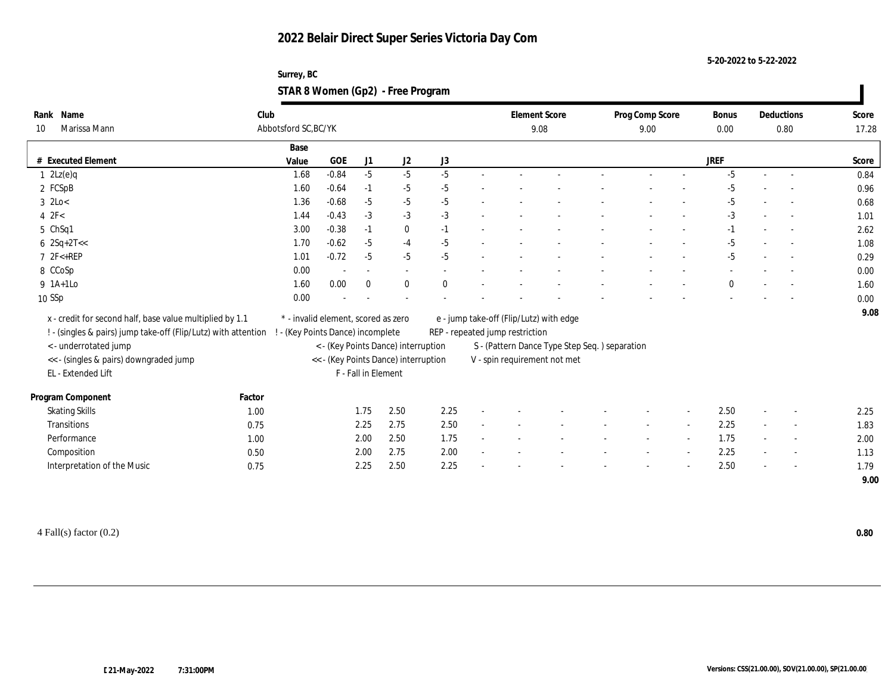# 2022 Belair Direct Super Series Victoria Day Com

5-20-2022 to 5-22-2022

Surrey, BC

## STAR 8 Women (Gp2) - Free Program

| Rank | Name | Club | Element Score | Prog Comp Score | Bonus | Deductions | Score |
|---|---|---|---|---|---|---|---|
| 10 | Marissa Mann | Abbotsford SC,BC/YK | 9.08 | 9.00 | 0.00 | 0.80 | 17.28 |

| # | Executed Element | Base Value | GOE | J1 | J2 | J3 | | | | | | | JREF | | | Score |
|---|---|---|---|---|---|---|---|---|---|---|---|---|---|---|---|---|
| 1 | 2Lz(e)q | 1.68 | -0.84 | -5 | -5 | -5 | - | - | - | - | - | - | -5 | - | - | 0.84 |
| 2 | FCSpB | 1.60 | -0.64 | -1 | -5 | -5 | - | - | - | - | - | - | -5 | - | - | 0.96 |
| 3 | 2Lo< | 1.36 | -0.68 | -5 | -5 | -5 | - | - | - | - | - | - | -5 | - | - | 0.68 |
| 4 | 2F< | 1.44 | -0.43 | -3 | -3 | -3 | - | - | - | - | - | - | -3 | - | - | 1.01 |
| 5 | ChSq1 | 3.00 | -0.38 | -1 | 0 | -1 | - | - | - | - | - | - | -1 | - | - | 2.62 |
| 6 | 2Sq+2T<< | 1.70 | -0.62 | -5 | -4 | -5 | - | - | - | - | - | - | -5 | - | - | 1.08 |
| 7 | 2F<+REP | 1.01 | -0.72 | -5 | -5 | -5 | - | - | - | - | - | - | -5 | - | - | 0.29 |
| 8 | CCoSp | 0.00 | - | - | - | - | - | - | - | - | - | - | - | - | - | 0.00 |
| 9 | 1A+1Lo | 1.60 | 0.00 | 0 | 0 | 0 | - | - | - | - | - | - | 0 | - | - | 1.60 |
| 10 | SSp | 0.00 | - | - | - | - | - | - | - | - | - | - | - | - | - | 0.00 |
| | | | | | | | | | | | | | | | | 9.08 |

x - credit for second half, base value multiplied by 1.1
! - (singles & pairs) jump take-off (Flip/Lutz) with attention
< - underrotated jump
<< - (singles & pairs) downgraded jump
EL - Extended Lift
* - invalid element, scored as zero
! - (Key Points Dance) incomplete
< - (Key Points Dance) interruption
<< - (Key Points Dance) interruption
F - Fall in Element
e - jump take-off (Flip/Lutz) with edge
REP - repeated jump restriction
S - (Pattern Dance Type Step Seq. ) separation
V - spin requirement not met

| Program Component | Factor | J1 | J2 | J3 | | | | | | | JREF | | | Score |
|---|---|---|---|---|---|---|---|---|---|---|---|---|---|---|
| Skating Skills | 1.00 | 1.75 | 2.50 | 2.25 | - | - | - | - | - | - | 2.50 | - | - | 2.25 |
| Transitions | 0.75 | 2.25 | 2.75 | 2.50 | - | - | - | - | - | - | 2.25 | - | - | 1.83 |
| Performance | 1.00 | 2.00 | 2.50 | 1.75 | - | - | - | - | - | - | 1.75 | - | - | 2.00 |
| Composition | 0.50 | 2.00 | 2.75 | 2.00 | - | - | - | - | - | - | 2.25 | - | - | 1.13 |
| Interpretation of the Music | 0.75 | 2.25 | 2.50 | 2.25 | - | - | - | - | - | - | 2.50 | - | - | 1.79 |
| | | | | | | | | | | | | | | 9.00 |

4 Fall(s) factor (0.2) **0.80**

21-May-2022 7:31:00PM

Versions: CSS(21.00.00), SOV(21.00.00), SP(21.00.00)